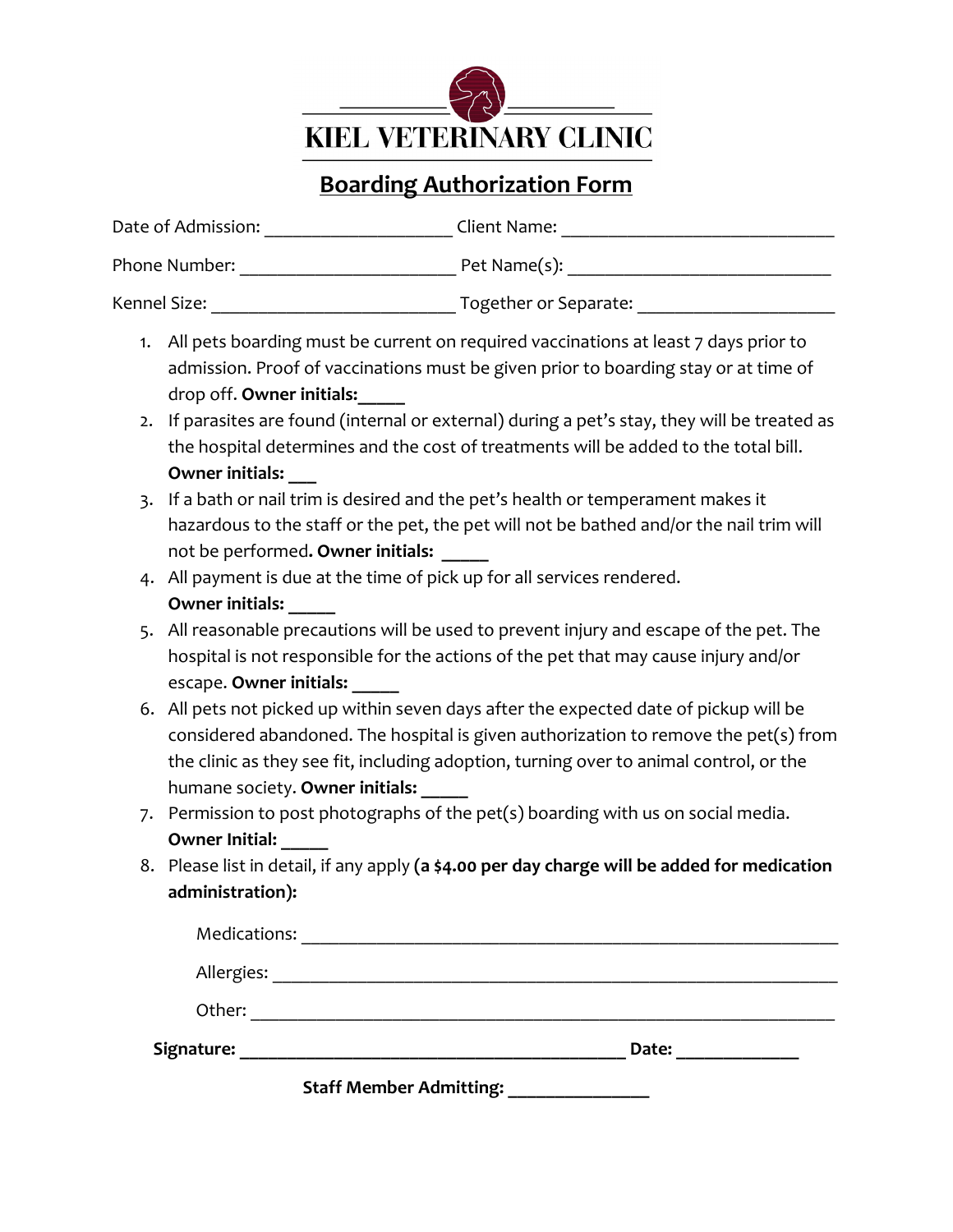# KIEL VETERINARY CLINIC

## Boarding Authorization Form

Date of Admission: ____________________ Client Name: ______________________________

Phone Number: _______________________ Pet Name(s): ____________________________

Kennel Size: __________________________ Together or Separate: _____________________

1. All pets boarding must be current on required vaccinations at least 7 days prior to admission. Proof of vaccinations must be given prior to boarding stay or at time of drop off. **Owner initials:_____**
2. If parasites are found (internal or external) during a pet's stay, they will be treated as the hospital determines and the cost of treatments will be added to the total bill. **Owner initials: ___**
3. If a bath or nail trim is desired and the pet's health or temperament makes it hazardous to the staff or the pet, the pet will not be bathed and/or the nail trim will not be performed**.** **Owner initials: _____**
4. All payment is due at the time of pick up for all services rendered. **Owner initials: _____**
5. All reasonable precautions will be used to prevent injury and escape of the pet. The hospital is not responsible for the actions of the pet that may cause injury and/or escape. **Owner initials: _____**
6. All pets not picked up within seven days after the expected date of pickup will be considered abandoned. The hospital is given authorization to remove the pet(s) from the clinic as they see fit, including adoption, turning over to animal control, or the humane society. **Owner initials: _____**
7. Permission to post photographs of the pet(s) boarding with us on social media. **Owner Initial: _____**
8. Please list in detail, if any apply **(a $4.00 per day charge will be added for medication administration):**

   Medications: ____________________________________________________________

   Allergies: ______________________________________________________________

   Other: _________________________________________________________________

**Signature: ___________________________________________ Date: ______________**

**Staff Member Admitting: ________________**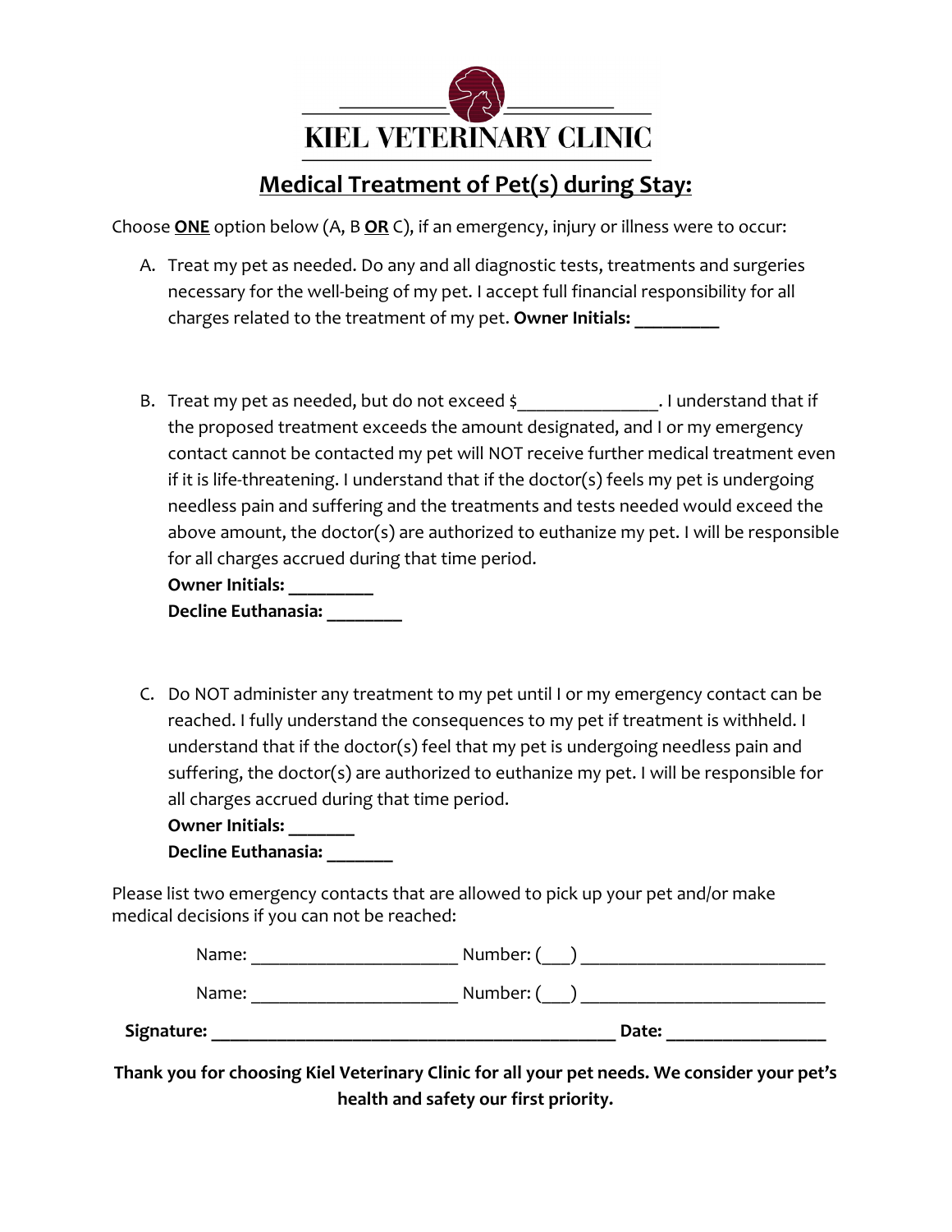# KIEL VETERINARY CLINIC

## Medical Treatment of Pet(s) during Stay:

Choose **ONE** option below (A, B **OR** C), if an emergency, injury or illness were to occur:

A. Treat my pet as needed. Do any and all diagnostic tests, treatments and surgeries necessary for the well-being of my pet. I accept full financial responsibility for all charges related to the treatment of my pet. **Owner Initials: _________**

B. Treat my pet as needed, but do not exceed $_______________. I understand that if the proposed treatment exceeds the amount designated, and I or my emergency contact cannot be contacted my pet will NOT receive further medical treatment even if it is life-threatening. I understand that if the doctor(s) feels my pet is undergoing needless pain and suffering and the treatments and tests needed would exceed the above amount, the doctor(s) are authorized to euthanize my pet. I will be responsible for all charges accrued during that time period.
   **Owner Initials: _________**
   **Decline Euthanasia: ________**

C. Do NOT administer any treatment to my pet until I or my emergency contact can be reached. I fully understand the consequences to my pet if treatment is withheld. I understand that if the doctor(s) feel that my pet is undergoing needless pain and suffering, the doctor(s) are authorized to euthanize my pet. I will be responsible for all charges accrued during that time period.
   **Owner Initials: _______**
   **Decline Euthanasia: _______**

Please list two emergency contacts that are allowed to pick up your pet and/or make medical decisions if you can not be reached:

Name: ______________________ Number: (___) __________________________

Name: ______________________ Number: (___) __________________________

**Signature: ____________________________________________ Date: _________________**

**Thank you for choosing Kiel Veterinary Clinic for all your pet needs. We consider your pet's health and safety our first priority.**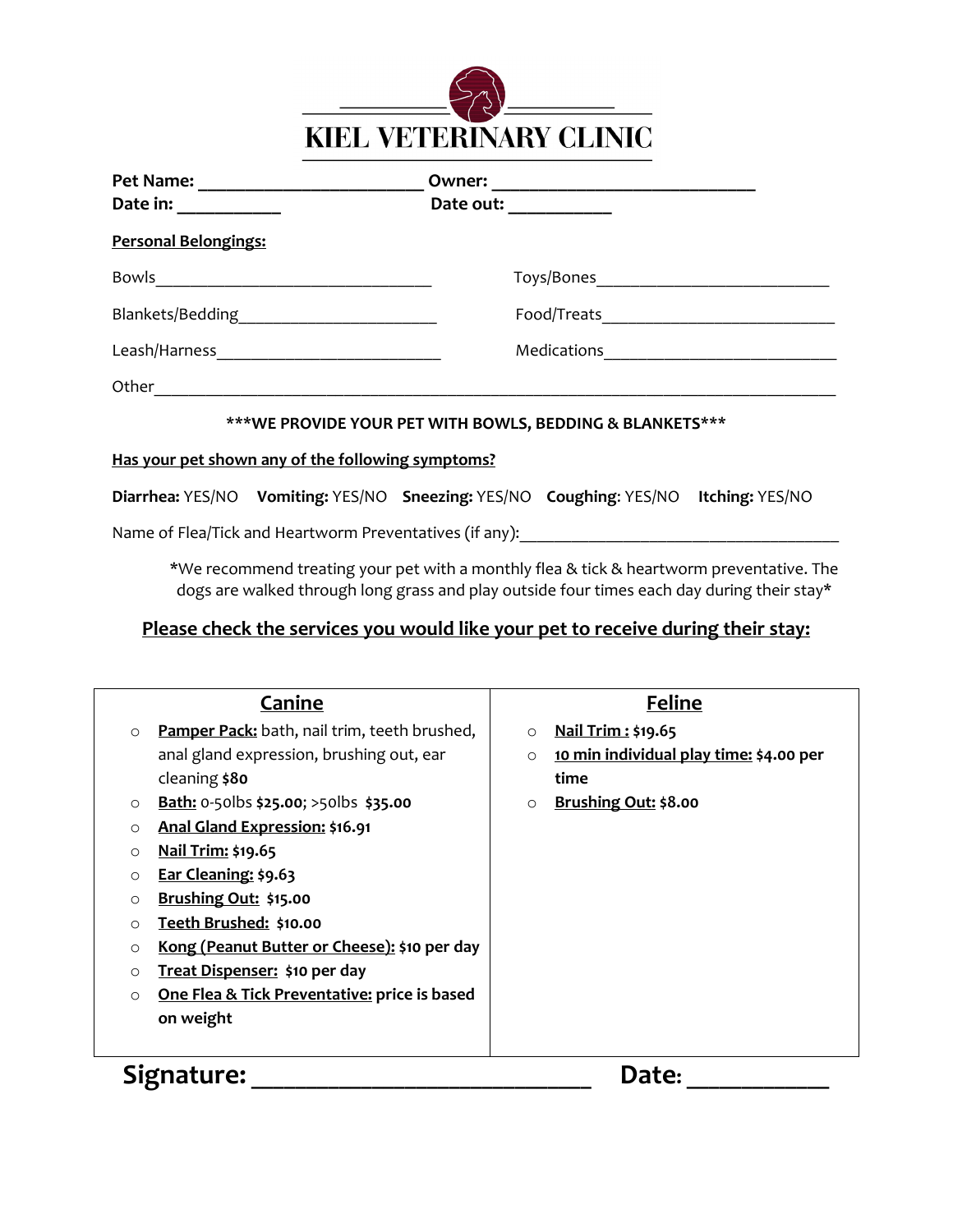# KIEL VETERINARY CLINIC

**Pet Name:** ______________________ **Owner:** ___________________________

**Date in:** __________ **Date out:** __________

**Personal Belongings:**

Bowls______________________________ Toys/Bones_________________________

Blankets/Bedding______________________ Food/Treats_________________________

Leash/Harness________________________ Medications_________________________

Other_____________________________________________________________________

**\*\*\*WE PROVIDE YOUR PET WITH BOWLS, BEDDING & BLANKETS\*\*\***

**Has your pet shown any of the following symptoms?**

**Diarrhea:** YES/NO **Vomiting:** YES/NO **Sneezing:** YES/NO **Coughing**: YES/NO **Itching:** YES/NO

Name of Flea/Tick and Heartworm Preventatives (if any):___________________________________

*We recommend treating your pet with a monthly flea & tick & heartworm preventative. The dogs are walked through long grass and play outside four times each day during their stay*

**Please check the services you would like your pet to receive during their stay:**

| Canine | Feline |
|---|---|
| ○ **Pamper Pack:** bath, nail trim, teeth brushed, anal gland expression, brushing out, ear cleaning **$80** | ○ **Nail Trim : $19.65** |
| ○ **Bath:** 0-50lbs **$25.00**; >50lbs **$35.00** | ○ **10 min individual play time: $4.00 per time** |
| ○ **Anal Gland Expression: $16.91** | ○ **Brushing Out: $8.00** |
| ○ **Nail Trim: $19.65** | |
| ○ **Ear Cleaning: $9.63** | |
| ○ **Brushing Out: $15.00** | |
| ○ **Teeth Brushed: $10.00** | |
| ○ **Kong (Peanut Butter or Cheese): $10 per day** | |
| ○ **Treat Dispenser: $10 per day** | |
| ○ **One Flea & Tick Preventative: price is based on weight** | |

**Signature:** __________________________ **Date:** __________